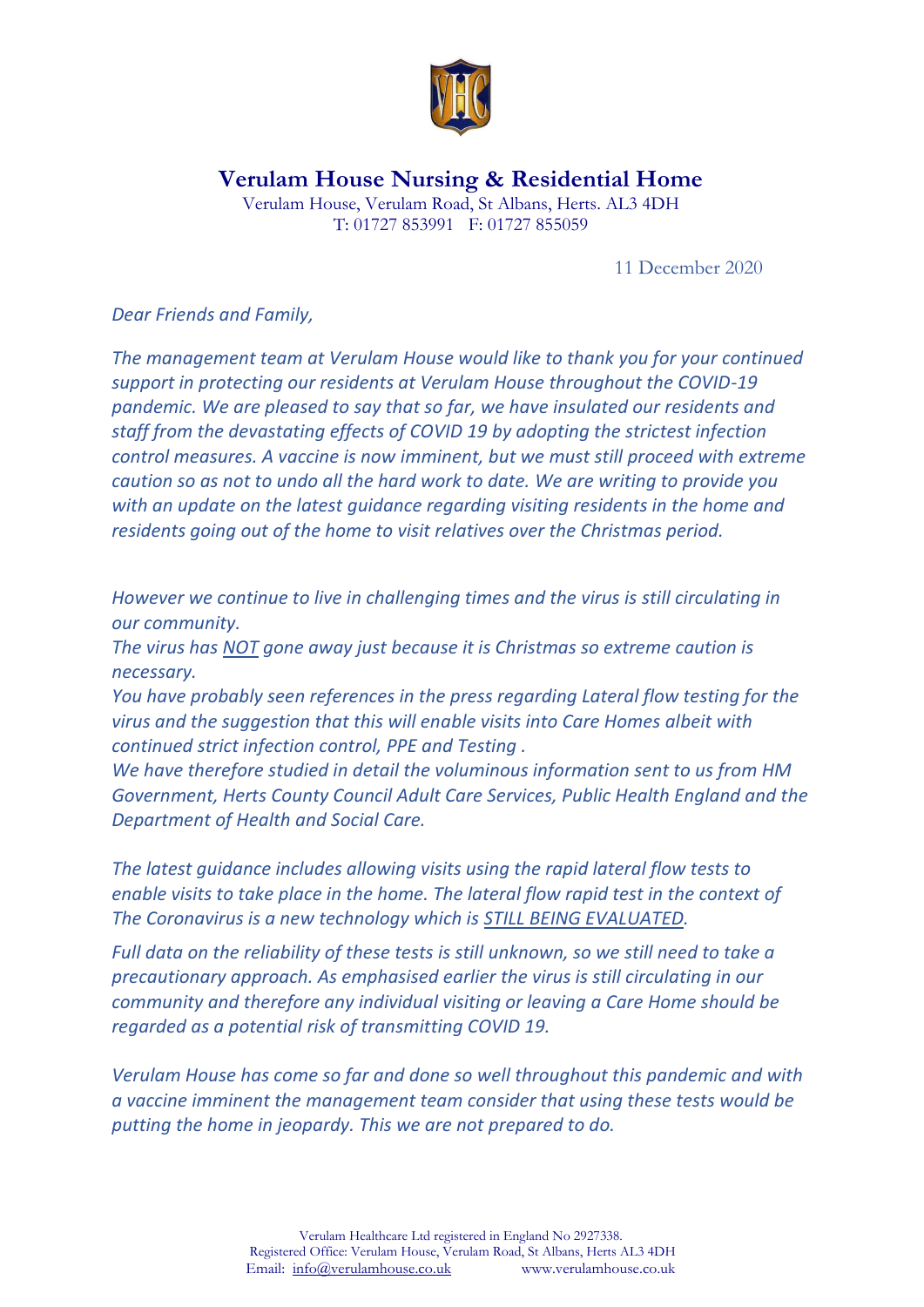# Verulam House Nursing & Residential Home

Verulam House, Verulam Road, St Albans, Herts. AL3 4DH
T: 01727 853991 F: 01727 855059

11 December 2020

*Dear Friends and Family,*

*The management team at Verulam House would like to thank you for your continued support in protecting our residents at Verulam House throughout the COVID-19 pandemic. We are pleased to say that so far, we have insulated our residents and staff from the devastating effects of COVID 19 by adopting the strictest infection control measures. A vaccine is now imminent, but we must still proceed with extreme caution so as not to undo all the hard work to date. We are writing to provide you with an update on the latest guidance regarding visiting residents in the home and residents going out of the home to visit relatives over the Christmas period.*

*However we continue to live in challenging times and the virus is still circulating in our community.*
*The virus has <u>NOT</u> gone away just because it is Christmas so extreme caution is necessary.*
*You have probably seen references in the press regarding Lateral flow testing for the virus and the suggestion that this will enable visits into Care Homes albeit with continued strict infection control, PPE and Testing .*
*We have therefore studied in detail the voluminous information sent to us from HM Government, Herts County Council Adult Care Services, Public Health England and the Department of Health and Social Care.*

*The latest guidance includes allowing visits using the rapid lateral flow tests to enable visits to take place in the home. The lateral flow rapid test in the context of The Coronavirus is a new technology which is <u>STILL BEING EVALUATED</u>.*

*Full data on the reliability of these tests is still unknown, so we still need to take a precautionary approach. As emphasised earlier the virus is still circulating in our community and therefore any individual visiting or leaving a Care Home should be regarded as a potential risk of transmitting COVID 19.*

*Verulam House has come so far and done so well throughout this pandemic and with a vaccine imminent the management team consider that using these tests would be putting the home in jeopardy. This we are not prepared to do.*

Verulam Healthcare Ltd registered in England No 2927338.
Registered Office: Verulam House, Verulam Road, St Albans, Herts AL3 4DH
Email: info@verulamhouse.co.uk www.verulamhouse.co.uk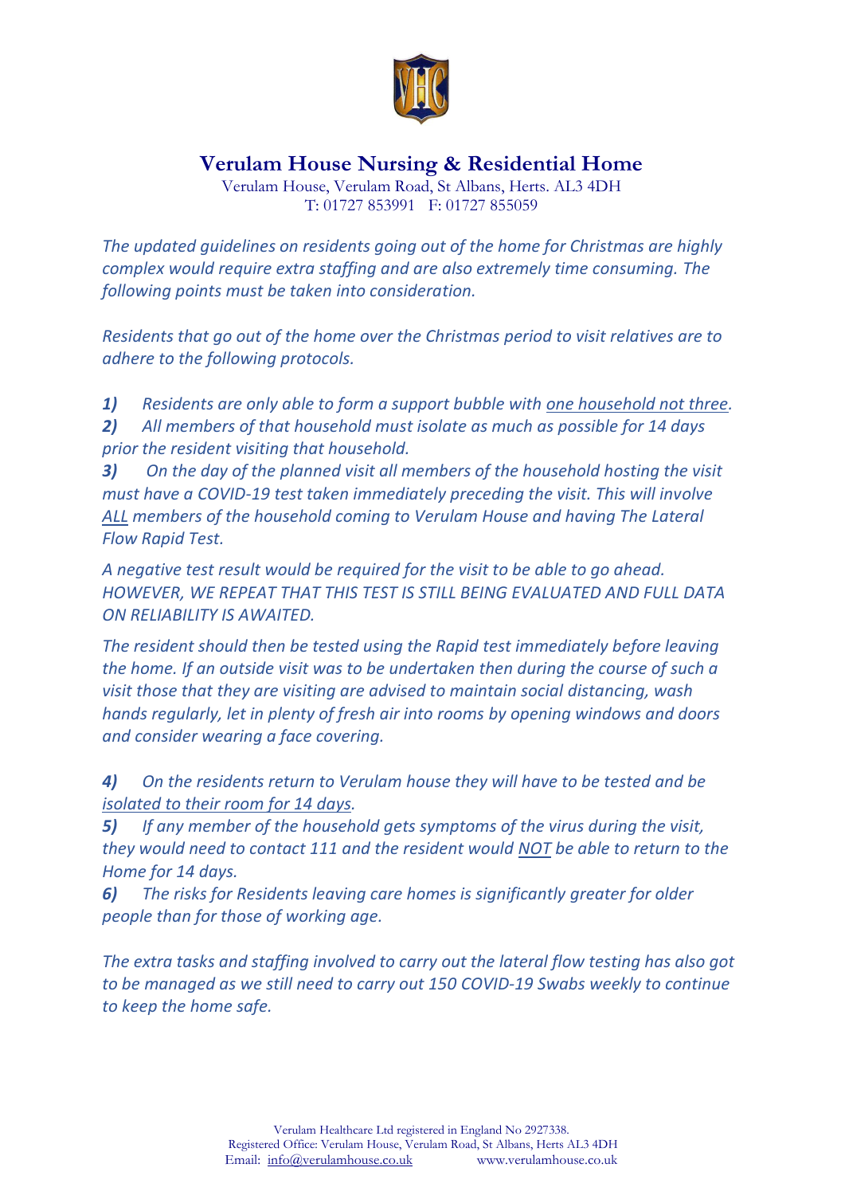# Verulam House Nursing & Residential Home

Verulam House, Verulam Road, St Albans, Herts. AL3 4DH
T: 01727 853991 F: 01727 855059

*The updated guidelines on residents going out of the home for Christmas are highly complex would require extra staffing and are also extremely time consuming. The following points must be taken into consideration.*

*Residents that go out of the home over the Christmas period to visit relatives are to adhere to the following protocols.*

***1)*** *Residents are only able to form a support bubble with <u>one household not three</u>.*

***2)*** *All members of that household must isolate as much as possible for 14 days prior the resident visiting that household.*

***3)*** *On the day of the planned visit all members of the household hosting the visit must have a COVID-19 test taken immediately preceding the visit. This will involve <u>ALL</u> members of the household coming to Verulam House and having The Lateral Flow Rapid Test.*

*A negative test result would be required for the visit to be able to go ahead. HOWEVER, WE REPEAT THAT THIS TEST IS STILL BEING EVALUATED AND FULL DATA ON RELIABILITY IS AWAITED.*

*The resident should then be tested using the Rapid test immediately before leaving the home. If an outside visit was to be undertaken then during the course of such a visit those that they are visiting are advised to maintain social distancing, wash hands regularly, let in plenty of fresh air into rooms by opening windows and doors and consider wearing a face covering.*

***4)*** *On the residents return to Verulam house they will have to be tested and be <u>isolated to their room for 14 days</u>.*

***5)*** *If any member of the household gets symptoms of the virus during the visit, they would need to contact 111 and the resident would <u>NOT</u> be able to return to the Home for 14 days.*

***6)*** *The risks for Residents leaving care homes is significantly greater for older people than for those of working age.*

*The extra tasks and staffing involved to carry out the lateral flow testing has also got to be managed as we still need to carry out 150 COVID-19 Swabs weekly to continue to keep the home safe.*

Verulam Healthcare Ltd registered in England No 2927338.
Registered Office: Verulam House, Verulam Road, St Albans, Herts AL3 4DH
Email: info@verulamhouse.co.uk www.verulamhouse.co.uk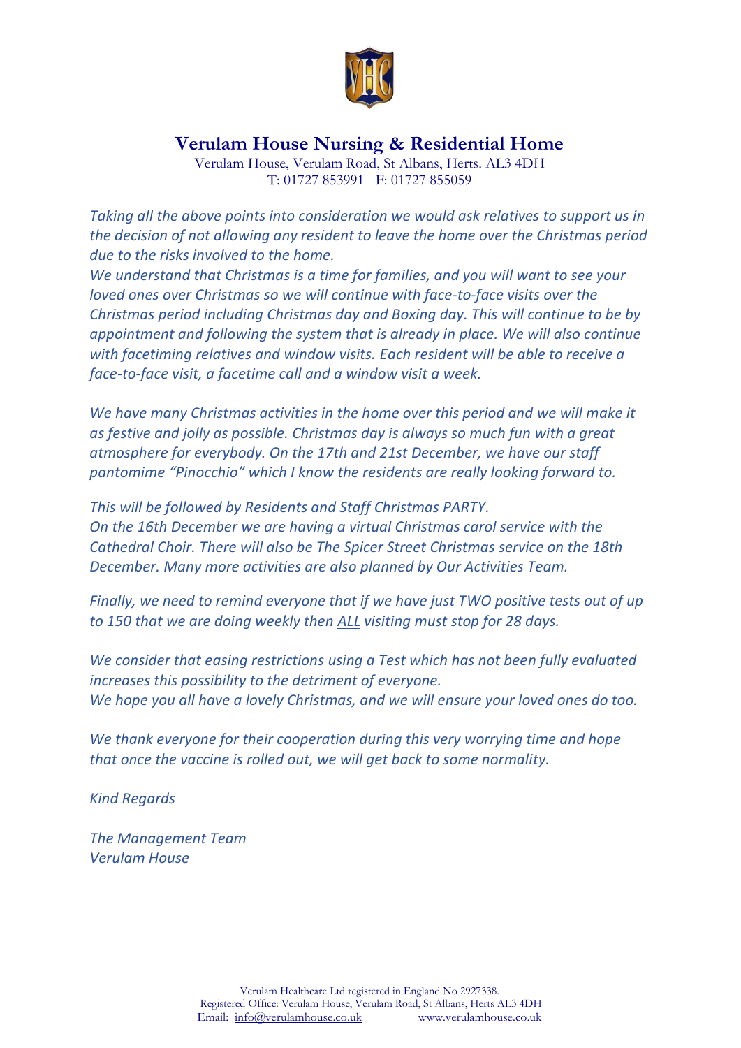# Verulam House Nursing & Residential Home

Verulam House, Verulam Road, St Albans, Herts. AL3 4DH
T: 01727 853991 F: 01727 855059

*Taking all the above points into consideration we would ask relatives to support us in the decision of not allowing any resident to leave the home over the Christmas period due to the risks involved to the home.*
*We understand that Christmas is a time for families, and you will want to see your loved ones over Christmas so we will continue with face-to-face visits over the Christmas period including Christmas day and Boxing day. This will continue to be by appointment and following the system that is already in place. We will also continue with facetiming relatives and window visits. Each resident will be able to receive a face-to-face visit, a facetime call and a window visit a week.*

*We have many Christmas activities in the home over this period and we will make it as festive and jolly as possible. Christmas day is always so much fun with a great atmosphere for everybody. On the 17th and 21st December, we have our staff pantomime "Pinocchio" which I know the residents are really looking forward to.*

*This will be followed by Residents and Staff Christmas PARTY.*
*On the 16th December we are having a virtual Christmas carol service with the Cathedral Choir. There will also be The Spicer Street Christmas service on the 18th December. Many more activities are also planned by Our Activities Team.*

*Finally, we need to remind everyone that if we have just TWO positive tests out of up to 150 that we are doing weekly then <u>ALL</u> visiting must stop for 28 days.*

*We consider that easing restrictions using a Test which has not been fully evaluated increases this possibility to the detriment of everyone.*
*We hope you all have a lovely Christmas, and we will ensure your loved ones do too.*

*We thank everyone for their cooperation during this very worrying time and hope that once the vaccine is rolled out, we will get back to some normality.*

*Kind Regards*

*The Management Team*
*Verulam House*

Verulam Healthcare Ltd registered in England No 2927338.
Registered Office: Verulam House, Verulam Road, St Albans, Herts AL3 4DH
Email: info@verulamhouse.co.uk www.verulamhouse.co.uk